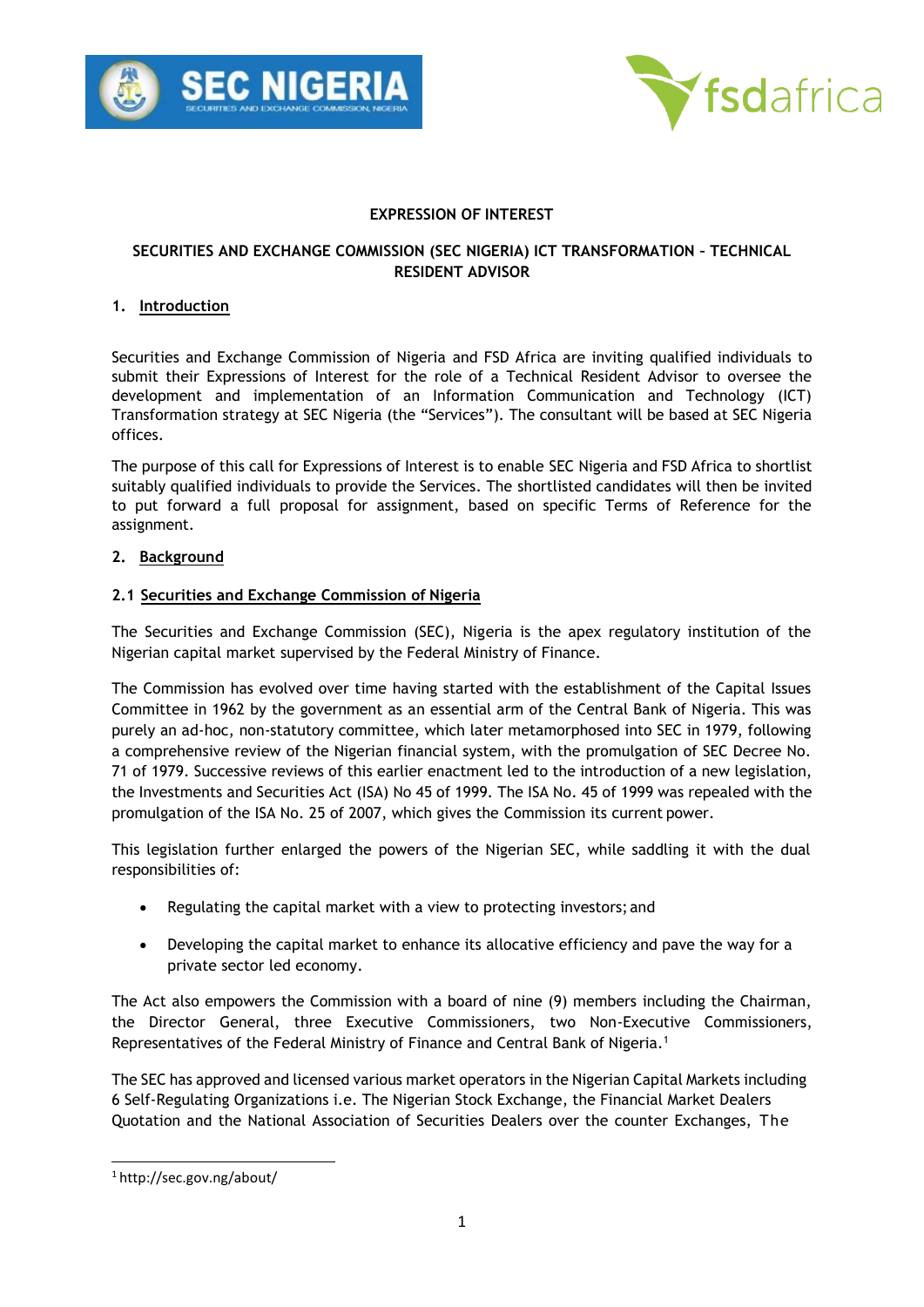# EXPRESSION OF INTEREST

## SECURITIES AND EXCHANGE COMMISSION (SEC NIGERIA) ICT TRANSFORMATION – TECHNICAL RESIDENT ADVISOR

## 1. Introduction

Securities and Exchange Commission of Nigeria and FSD Africa are inviting qualified individuals to submit their Expressions of Interest for the role of a Technical Resident Advisor to oversee the development and implementation of an Information Communication and Technology (ICT) Transformation strategy at SEC Nigeria (the "Services"). The consultant will be based at SEC Nigeria offices.

The purpose of this call for Expressions of Interest is to enable SEC Nigeria and FSD Africa to shortlist suitably qualified individuals to provide the Services. The shortlisted candidates will then be invited to put forward a full proposal for assignment, based on specific Terms of Reference for the assignment.

## 2. Background

### 2.1 Securities and Exchange Commission of Nigeria

The Securities and Exchange Commission (SEC), Nigeria is the apex regulatory institution of the Nigerian capital market supervised by the Federal Ministry of Finance.

The Commission has evolved over time having started with the establishment of the Capital Issues Committee in 1962 by the government as an essential arm of the Central Bank of Nigeria. This was purely an ad-hoc, non-statutory committee, which later metamorphosed into SEC in 1979, following a comprehensive review of the Nigerian financial system, with the promulgation of SEC Decree No. 71 of 1979. Successive reviews of this earlier enactment led to the introduction of a new legislation, the Investments and Securities Act (ISA) No 45 of 1999. The ISA No. 45 of 1999 was repealed with the promulgation of the ISA No. 25 of 2007, which gives the Commission its current power.

This legislation further enlarged the powers of the Nigerian SEC, while saddling it with the dual responsibilities of:

- Regulating the capital market with a view to protecting investors; and
- Developing the capital market to enhance its allocative efficiency and pave the way for a private sector led economy.

The Act also empowers the Commission with a board of nine (9) members including the Chairman, the Director General, three Executive Commissioners, two Non-Executive Commissioners, Representatives of the Federal Ministry of Finance and Central Bank of Nigeria.[1]

The SEC has approved and licensed various market operators in the Nigerian Capital Markets including 6 Self-Regulating Organizations i.e. The Nigerian Stock Exchange, the Financial Market Dealers Quotation and the National Association of Securities Dealers over the counter Exchanges, The

---

[1] http://sec.gov.ng/about/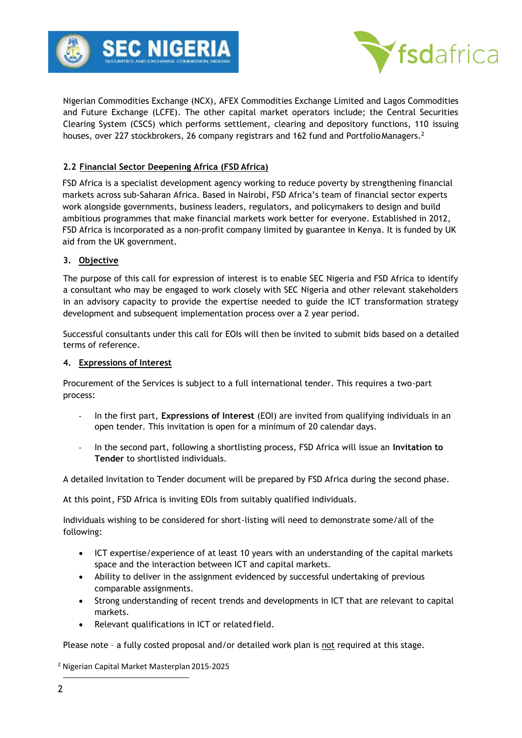Nigerian Commodities Exchange (NCX), AFEX Commodities Exchange Limited and Lagos Commodities and Future Exchange (LCFE). The other capital market operators include; the Central Securities Clearing System (CSCS) which performs settlement, clearing and depository functions, 110 issuing houses, over 227 stockbrokers, 26 company registrars and 162 fund and Portfolio Managers.[2]

### 2.2 Financial Sector Deepening Africa (FSD Africa)

FSD Africa is a specialist development agency working to reduce poverty by strengthening financial markets across sub-Saharan Africa. Based in Nairobi, FSD Africa's team of financial sector experts work alongside governments, business leaders, regulators, and policymakers to design and build ambitious programmes that make financial markets work better for everyone. Established in 2012, FSD Africa is incorporated as a non-profit company limited by guarantee in Kenya. It is funded by UK aid from the UK government.

## 3. Objective

The purpose of this call for expression of interest is to enable SEC Nigeria and FSD Africa to identify a consultant who may be engaged to work closely with SEC Nigeria and other relevant stakeholders in an advisory capacity to provide the expertise needed to guide the ICT transformation strategy development and subsequent implementation process over a 2 year period.

Successful consultants under this call for EOIs will then be invited to submit bids based on a detailed terms of reference.

## 4. Expressions of Interest

Procurement of the Services is subject to a full international tender. This requires a two-part process:

- In the first part, **Expressions of Interest** (EOI) are invited from qualifying individuals in an open tender. This invitation is open for a minimum of 20 calendar days.
- In the second part, following a shortlisting process, FSD Africa will issue an **Invitation to Tender** to shortlisted individuals.

A detailed Invitation to Tender document will be prepared by FSD Africa during the second phase.

At this point, FSD Africa is inviting EOIs from suitably qualified individuals.

Individuals wishing to be considered for short-listing will need to demonstrate some/all of the following:

- ICT expertise/experience of at least 10 years with an understanding of the capital markets space and the interaction between ICT and capital markets.
- Ability to deliver in the assignment evidenced by successful undertaking of previous comparable assignments.
- Strong understanding of recent trends and developments in ICT that are relevant to capital markets.
- Relevant qualifications in ICT or related field.

Please note – a fully costed proposal and/or detailed work plan is not required at this stage.

[2] Nigerian Capital Market Masterplan 2015-2025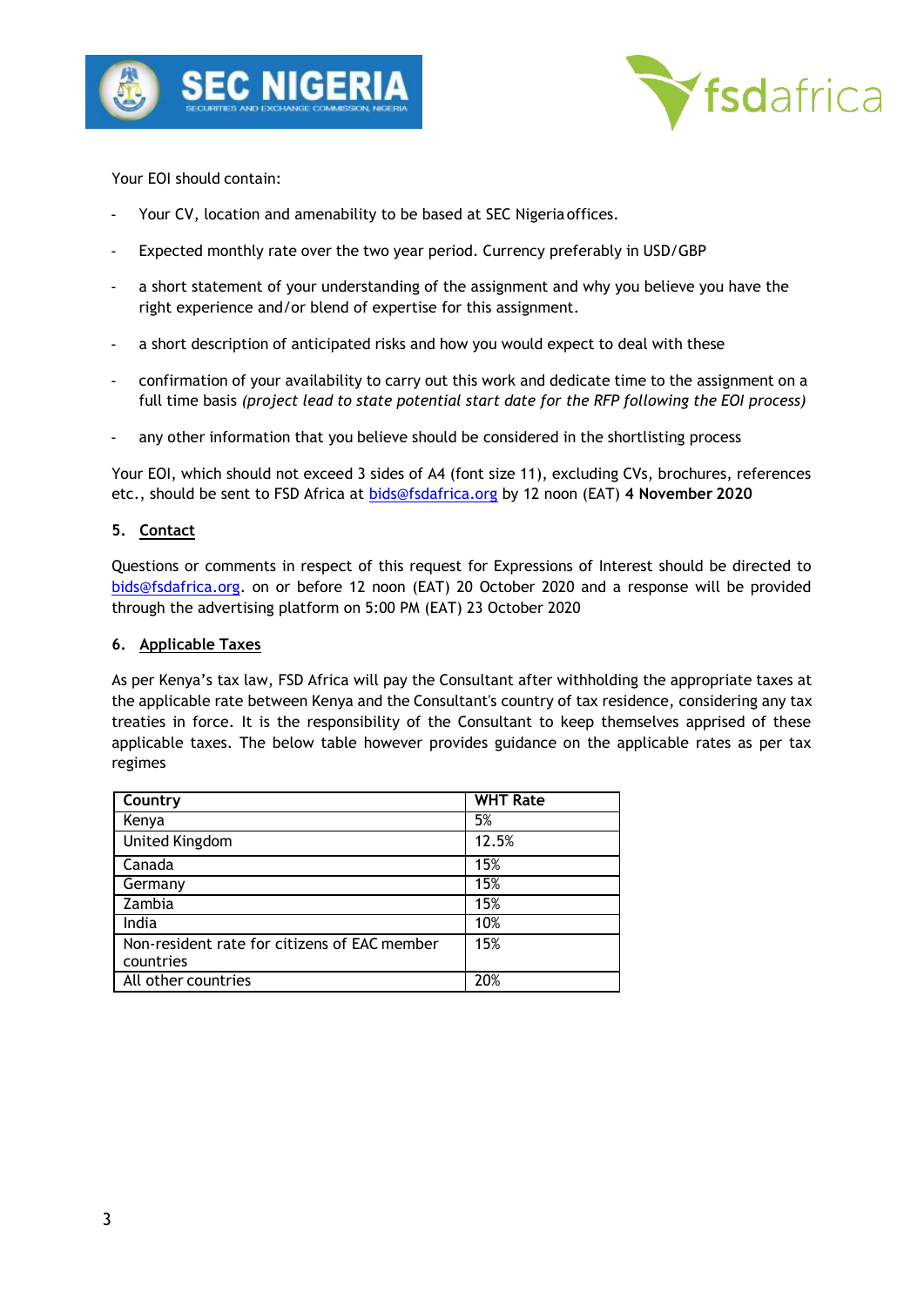Your EOI should contain:

- Your CV, location and amenability to be based at SEC Nigeria offices.
- Expected monthly rate over the two year period. Currency preferably in USD/GBP
- a short statement of your understanding of the assignment and why you believe you have the right experience and/or blend of expertise for this assignment.
- a short description of anticipated risks and how you would expect to deal with these
- confirmation of your availability to carry out this work and dedicate time to the assignment on a full time basis *(project lead to state potential start date for the RFP following the EOI process)*
- any other information that you believe should be considered in the shortlisting process

Your EOI, which should not exceed 3 sides of A4 (font size 11), excluding CVs, brochures, references etc., should be sent to FSD Africa at bids@fsdafrica.org by 12 noon (EAT) **4 November 2020**

## 5. Contact

Questions or comments in respect of this request for Expressions of Interest should be directed to bids@fsdafrica.org. on or before 12 noon (EAT) 20 October 2020 and a response will be provided through the advertising platform on 5:00 PM (EAT) 23 October 2020

## 6. Applicable Taxes

As per Kenya's tax law, FSD Africa will pay the Consultant after withholding the appropriate taxes at the applicable rate between Kenya and the Consultant's country of tax residence, considering any tax treaties in force. It is the responsibility of the Consultant to keep themselves apprised of these applicable taxes. The below table however provides guidance on the applicable rates as per tax regimes

| Country | WHT Rate |
|---|---|
| Kenya | 5% |
| United Kingdom | 12.5% |
| Canada | 15% |
| Germany | 15% |
| Zambia | 15% |
| India | 10% |
| Non-resident rate for citizens of EAC member countries | 15% |
| All other countries | 20% |